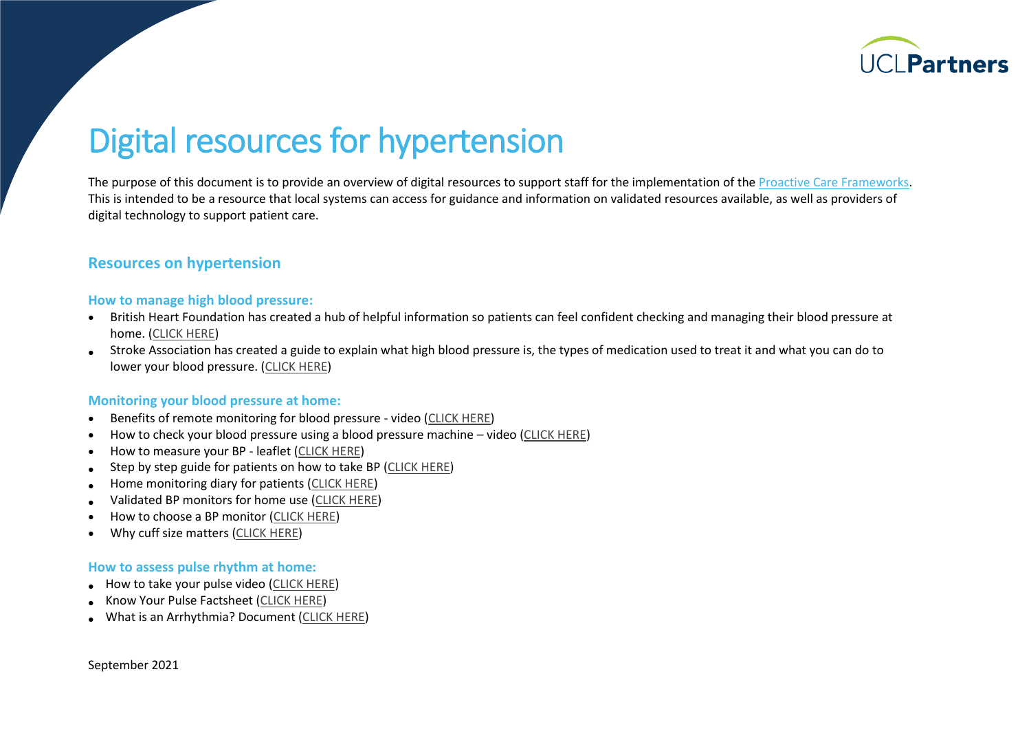# Digital resources for hypertension

The purpose of this document is to provide an overview of digital resources to support staff for the implementation of the Proactive Care Frameworks. This is intended to be a resource that local systems can access for guidance and information on validated resources available, as well as providers of digital technology to support patient care.

## Resources on hypertension

### How to manage high blood pressure:

- British Heart Foundation has created a hub of helpful information so patients can feel confident checking and managing their blood pressure at home. (CLICK HERE)
- Stroke Association has created a guide to explain what high blood pressure is, the types of medication used to treat it and what you can do to lower your blood pressure. (CLICK HERE)

### Monitoring your blood pressure at home:

- Benefits of remote monitoring for blood pressure - video (CLICK HERE)
- How to check your blood pressure using a blood pressure machine – video (CLICK HERE)
- How to measure your BP - leaflet (CLICK HERE)
- Step by step guide for patients on how to take BP (CLICK HERE)
- Home monitoring diary for patients (CLICK HERE)
- Validated BP monitors for home use (CLICK HERE)
- How to choose a BP monitor (CLICK HERE)
- Why cuff size matters (CLICK HERE)

### How to assess pulse rhythm at home:

- How to take your pulse video (CLICK HERE)
- Know Your Pulse Factsheet (CLICK HERE)
- What is an Arrhythmia? Document (CLICK HERE)

September 2021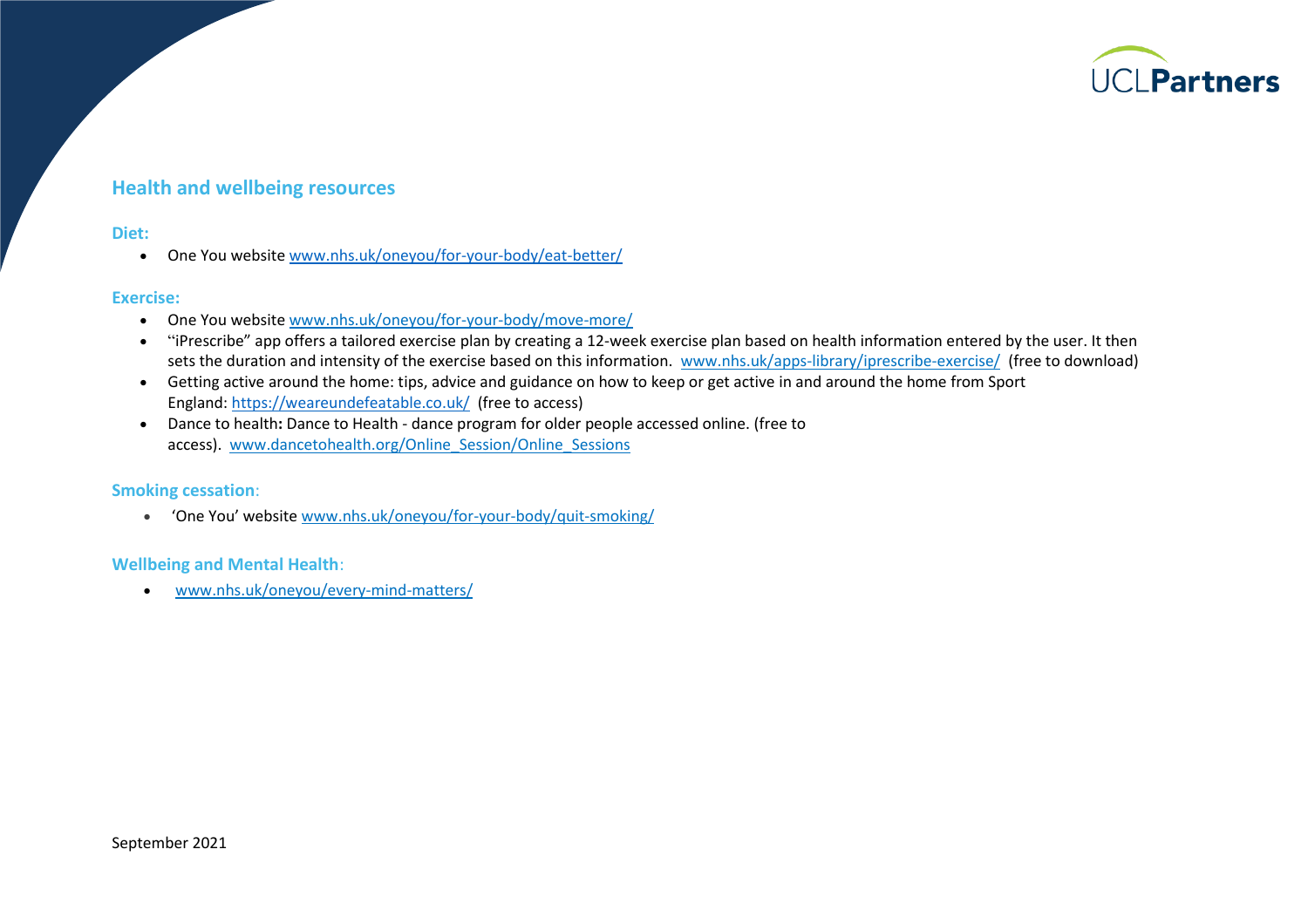## Health and wellbeing resources

### Diet:

- One You website www.nhs.uk/oneyou/for-your-body/eat-better/

### Exercise:

- One You website www.nhs.uk/oneyou/for-your-body/move-more/
- "iPrescribe" app offers a tailored exercise plan by creating a 12-week exercise plan based on health information entered by the user. It then sets the duration and intensity of the exercise based on this information. www.nhs.uk/apps-library/iprescribe-exercise/ (free to download)
- Getting active around the home: tips, advice and guidance on how to keep or get active in and around the home from Sport England: https://weareundefeatable.co.uk/ (free to access)
- Dance to health**:** Dance to Health - dance program for older people accessed online. (free to access). www.dancetohealth.org/Online_Session/Online_Sessions

### Smoking cessation:

- 'One You' website www.nhs.uk/oneyou/for-your-body/quit-smoking/

### Wellbeing and Mental Health:

- www.nhs.uk/oneyou/every-mind-matters/

September 2021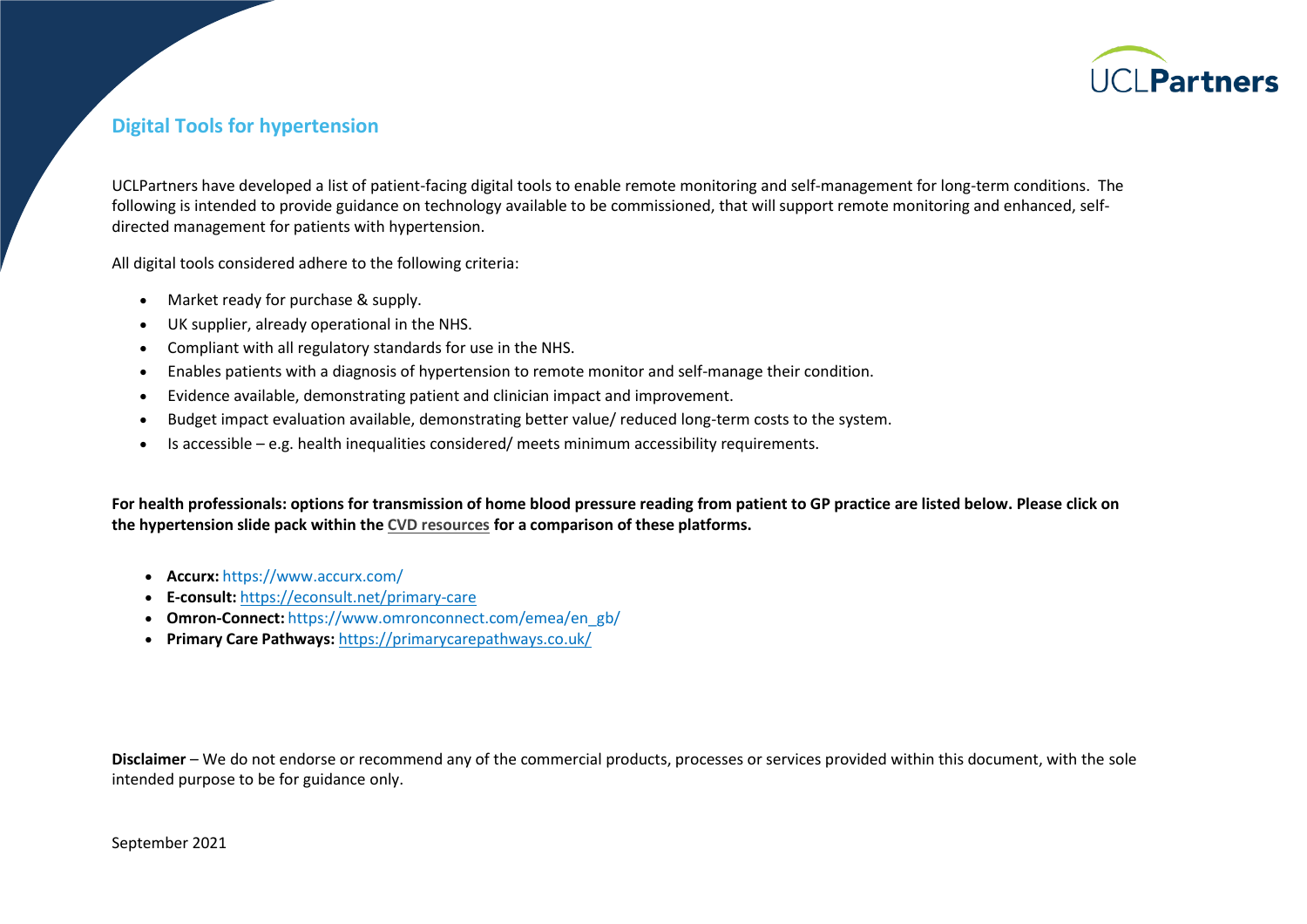## Digital Tools for hypertension

UCLPartners have developed a list of patient-facing digital tools to enable remote monitoring and self-management for long-term conditions. The following is intended to provide guidance on technology available to be commissioned, that will support remote monitoring and enhanced, self-directed management for patients with hypertension.

All digital tools considered adhere to the following criteria:

- Market ready for purchase & supply.
- UK supplier, already operational in the NHS.
- Compliant with all regulatory standards for use in the NHS.
- Enables patients with a diagnosis of hypertension to remote monitor and self-manage their condition.
- Evidence available, demonstrating patient and clinician impact and improvement.
- Budget impact evaluation available, demonstrating better value/ reduced long-term costs to the system.
- Is accessible – e.g. health inequalities considered/ meets minimum accessibility requirements.

**For health professionals: options for transmission of home blood pressure reading from patient to GP practice are listed below. Please click on the hypertension slide pack within the CVD resources for a comparison of these platforms.**

- **Accurx:** https://www.accurx.com/
- **E-consult:** https://econsult.net/primary-care
- **Omron-Connect:** https://www.omronconnect.com/emea/en_gb/
- **Primary Care Pathways:** https://primarycarepathways.co.uk/

**Disclaimer** – We do not endorse or recommend any of the commercial products, processes or services provided within this document, with the sole intended purpose to be for guidance only.

September 2021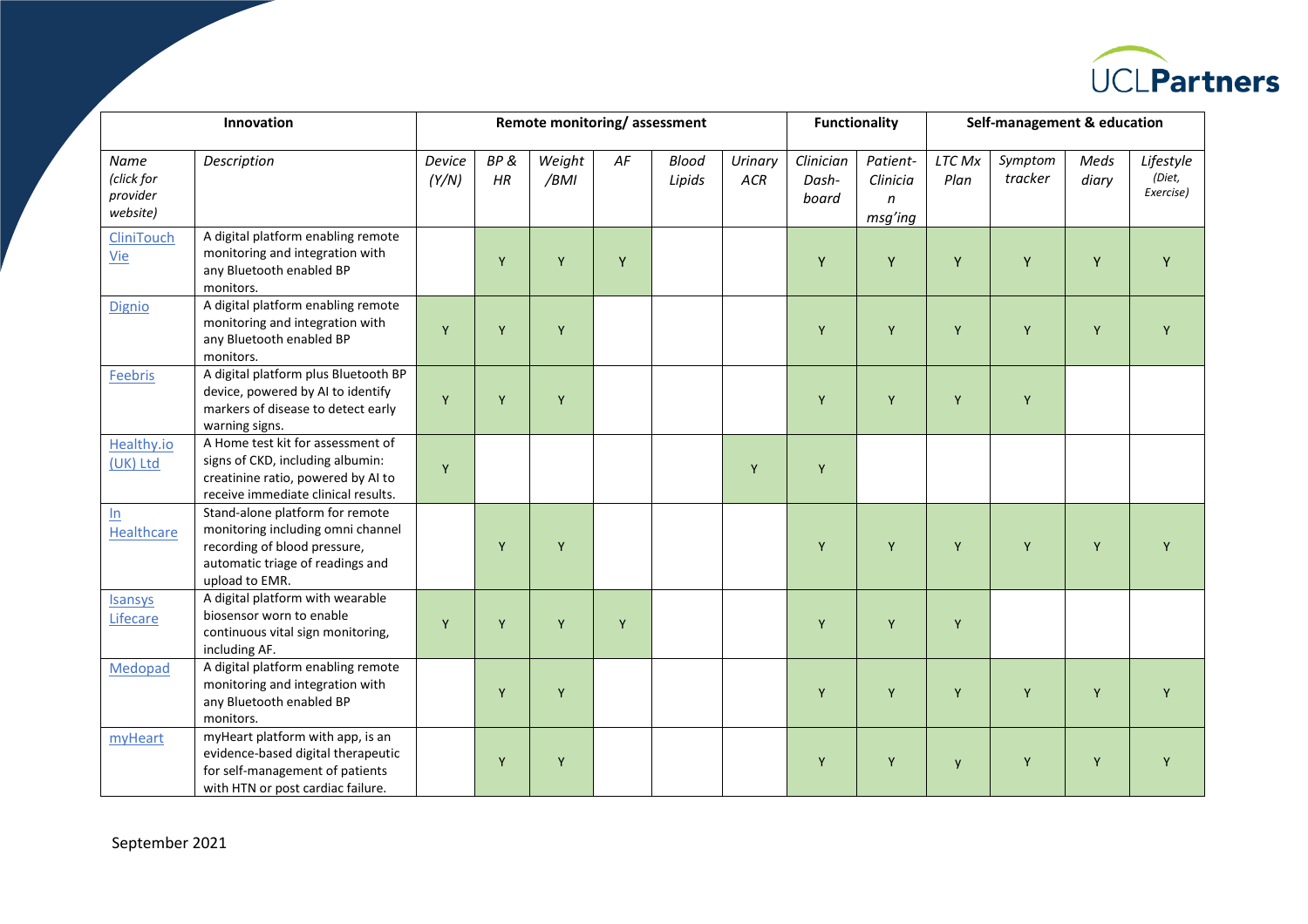| Innovation | | Remote monitoring/ assessment | | | | | | Functionality | | Self-management & education | | | |
|---|---|---|---|---|---|---|---|---|---|---|---|---|---|
| *Name (click for provider website)* | *Description* | *Device (Y/N)* | *BP & HR* | *Weight /BMI* | *AF* | *Blood Lipids* | *Urinary ACR* | *Clinician Dash-board* | *Patient-Clinician msg'ing* | *LTC Mx Plan* | *Symptom tracker* | *Meds diary* | *Lifestyle (Diet, Exercise)* |
| CliniTouch Vie | A digital platform enabling remote monitoring and integration with any Bluetooth enabled BP monitors. | | Y | Y | Y | | | Y | Y | Y | Y | Y | Y |
| Dignio | A digital platform enabling remote monitoring and integration with any Bluetooth enabled BP monitors. | Y | Y | Y | | | | Y | Y | Y | Y | Y | Y |
| Feebris | A digital platform plus Bluetooth BP device, powered by AI to identify markers of disease to detect early warning signs. | Y | Y | Y | | | | Y | Y | Y | Y | | |
| Healthy.io (UK) Ltd | A Home test kit for assessment of signs of CKD, including albumin: creatinine ratio, powered by AI to receive immediate clinical results. | Y | | | | | Y | Y | | | | | |
| In Healthcare | Stand-alone platform for remote monitoring including omni channel recording of blood pressure, automatic triage of readings and upload to EMR. | | Y | Y | | | | Y | Y | Y | Y | Y | Y |
| Isansys Lifecare | A digital platform with wearable biosensor worn to enable continuous vital sign monitoring, including AF. | Y | Y | Y | Y | | | Y | Y | Y | | | |
| Medopad | A digital platform enabling remote monitoring and integration with any Bluetooth enabled BP monitors. | | Y | Y | | | | Y | Y | Y | Y | Y | Y |
| myHeart | myHeart platform with app, is an evidence-based digital therapeutic for self-management of patients with HTN or post cardiac failure. | | Y | Y | | | | Y | Y | y | Y | Y | Y |

September 2021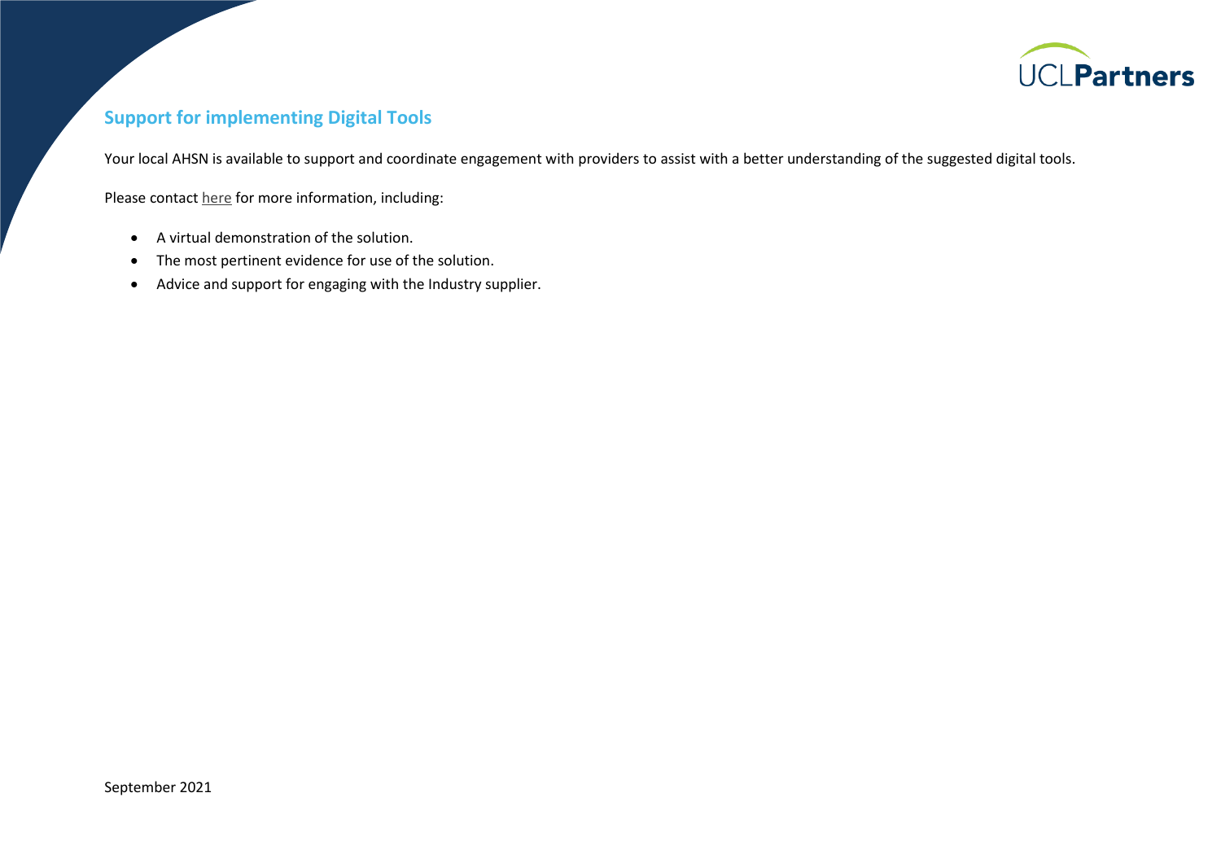## Support for implementing Digital Tools

Your local AHSN is available to support and coordinate engagement with providers to assist with a better understanding of the suggested digital tools.

Please contact here for more information, including:

- A virtual demonstration of the solution.
- The most pertinent evidence for use of the solution.
- Advice and support for engaging with the Industry supplier.

September 2021